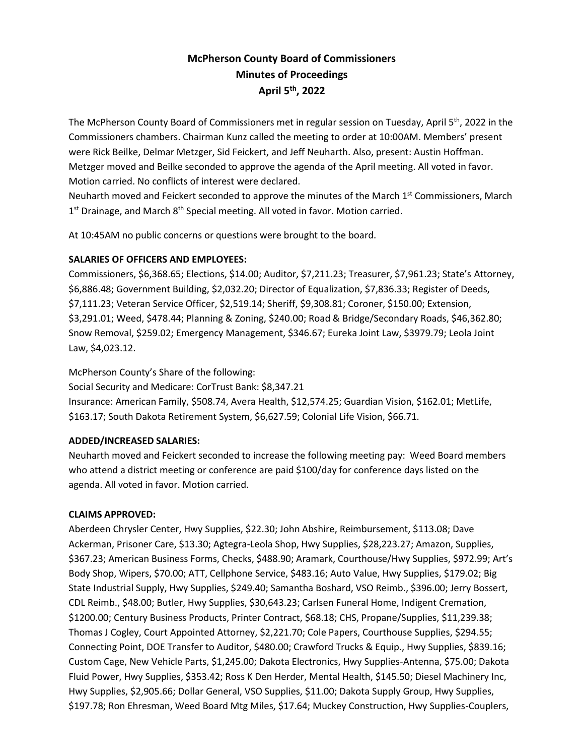# McPherson County Board of Commissioners
## Minutes of Proceedings
## April 5th, 2022

The McPherson County Board of Commissioners met in regular session on Tuesday, April 5th, 2022 in the Commissioners chambers. Chairman Kunz called the meeting to order at 10:00AM. Members' present were Rick Beilke, Delmar Metzger, Sid Feickert, and Jeff Neuharth. Also, present: Austin Hoffman. Metzger moved and Beilke seconded to approve the agenda of the April meeting. All voted in favor. Motion carried. No conflicts of interest were declared.

Neuharth moved and Feickert seconded to approve the minutes of the March 1st Commissioners, March 1st Drainage, and March 8th Special meeting. All voted in favor. Motion carried.

At 10:45AM no public concerns or questions were brought to the board.

**SALARIES OF OFFICERS AND EMPLOYEES:**

Commissioners, $6,368.65; Elections, $14.00; Auditor, $7,211.23; Treasurer, $7,961.23; State's Attorney, $6,886.48; Government Building, $2,032.20; Director of Equalization, $7,836.33; Register of Deeds, $7,111.23; Veteran Service Officer, $2,519.14; Sheriff, $9,308.81; Coroner, $150.00; Extension, $3,291.01; Weed, $478.44; Planning & Zoning, $240.00; Road & Bridge/Secondary Roads, $46,362.80; Snow Removal, $259.02; Emergency Management, $346.67; Eureka Joint Law, $3979.79; Leola Joint Law, $4,023.12.

McPherson County's Share of the following:

Social Security and Medicare: CorTrust Bank: $8,347.21

Insurance: American Family, $508.74, Avera Health, $12,574.25; Guardian Vision, $162.01; MetLife, $163.17; South Dakota Retirement System, $6,627.59; Colonial Life Vision, $66.71.

**ADDED/INCREASED SALARIES:**

Neuharth moved and Feickert seconded to increase the following meeting pay: Weed Board members who attend a district meeting or conference are paid $100/day for conference days listed on the agenda. All voted in favor. Motion carried.

**CLAIMS APPROVED:**

Aberdeen Chrysler Center, Hwy Supplies, $22.30; John Abshire, Reimbursement, $113.08; Dave Ackerman, Prisoner Care, $13.30; Agtegra-Leola Shop, Hwy Supplies, $28,223.27; Amazon, Supplies, $367.23; American Business Forms, Checks, $488.90; Aramark, Courthouse/Hwy Supplies, $972.99; Art's Body Shop, Wipers, $70.00; ATT, Cellphone Service, $483.16; Auto Value, Hwy Supplies, $179.02; Big State Industrial Supply, Hwy Supplies, $249.40; Samantha Boshard, VSO Reimb., $396.00; Jerry Bossert, CDL Reimb., $48.00; Butler, Hwy Supplies, $30,643.23; Carlsen Funeral Home, Indigent Cremation, $1200.00; Century Business Products, Printer Contract, $68.18; CHS, Propane/Supplies, $11,239.38; Thomas J Cogley, Court Appointed Attorney, $2,221.70; Cole Papers, Courthouse Supplies, $294.55; Connecting Point, DOE Transfer to Auditor, $480.00; Crawford Trucks & Equip., Hwy Supplies, $839.16; Custom Cage, New Vehicle Parts, $1,245.00; Dakota Electronics, Hwy Supplies-Antenna, $75.00; Dakota Fluid Power, Hwy Supplies, $353.42; Ross K Den Herder, Mental Health, $145.50; Diesel Machinery Inc, Hwy Supplies, $2,905.66; Dollar General, VSO Supplies, $11.00; Dakota Supply Group, Hwy Supplies, $197.78; Ron Ehresman, Weed Board Mtg Miles, $17.64; Muckey Construction, Hwy Supplies-Couplers,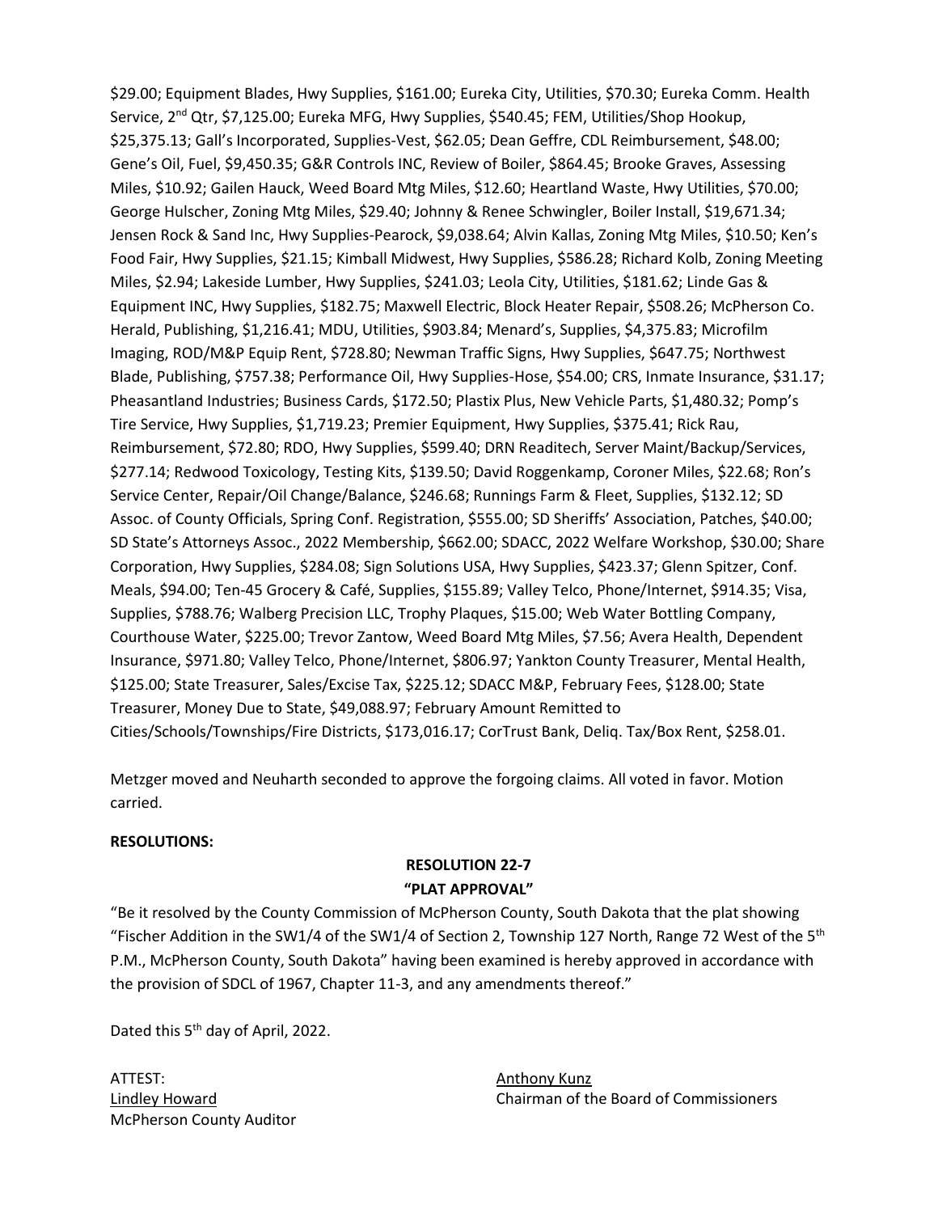$29.00; Equipment Blades, Hwy Supplies, $161.00; Eureka City, Utilities, $70.30; Eureka Comm. Health Service, 2nd Qtr, $7,125.00; Eureka MFG, Hwy Supplies, $540.45; FEM, Utilities/Shop Hookup, $25,375.13; Gall's Incorporated, Supplies-Vest, $62.05; Dean Geffre, CDL Reimbursement, $48.00; Gene's Oil, Fuel, $9,450.35; G&R Controls INC, Review of Boiler, $864.45; Brooke Graves, Assessing Miles, $10.92; Gailen Hauck, Weed Board Mtg Miles, $12.60; Heartland Waste, Hwy Utilities, $70.00; George Hulscher, Zoning Mtg Miles, $29.40; Johnny & Renee Schwingler, Boiler Install, $19,671.34; Jensen Rock & Sand Inc, Hwy Supplies-Pearock, $9,038.64; Alvin Kallas, Zoning Mtg Miles, $10.50; Ken's Food Fair, Hwy Supplies, $21.15; Kimball Midwest, Hwy Supplies, $586.28; Richard Kolb, Zoning Meeting Miles, $2.94; Lakeside Lumber, Hwy Supplies, $241.03; Leola City, Utilities, $181.62; Linde Gas & Equipment INC, Hwy Supplies, $182.75; Maxwell Electric, Block Heater Repair, $508.26; McPherson Co. Herald, Publishing, $1,216.41; MDU, Utilities, $903.84; Menard's, Supplies, $4,375.83; Microfilm Imaging, ROD/M&P Equip Rent, $728.80; Newman Traffic Signs, Hwy Supplies, $647.75; Northwest Blade, Publishing, $757.38; Performance Oil, Hwy Supplies-Hose, $54.00; CRS, Inmate Insurance, $31.17; Pheasantland Industries; Business Cards, $172.50; Plastix Plus, New Vehicle Parts, $1,480.32; Pomp's Tire Service, Hwy Supplies, $1,719.23; Premier Equipment, Hwy Supplies, $375.41; Rick Rau, Reimbursement, $72.80; RDO, Hwy Supplies, $599.40; DRN Readitech, Server Maint/Backup/Services, $277.14; Redwood Toxicology, Testing Kits, $139.50; David Roggenkamp, Coroner Miles, $22.68; Ron's Service Center, Repair/Oil Change/Balance, $246.68; Runnings Farm & Fleet, Supplies, $132.12; SD Assoc. of County Officials, Spring Conf. Registration, $555.00; SD Sheriffs' Association, Patches, $40.00; SD State's Attorneys Assoc., 2022 Membership, $662.00; SDACC, 2022 Welfare Workshop, $30.00; Share Corporation, Hwy Supplies, $284.08; Sign Solutions USA, Hwy Supplies, $423.37; Glenn Spitzer, Conf. Meals, $94.00; Ten-45 Grocery & Café, Supplies, $155.89; Valley Telco, Phone/Internet, $914.35; Visa, Supplies, $788.76; Walberg Precision LLC, Trophy Plaques, $15.00; Web Water Bottling Company, Courthouse Water, $225.00; Trevor Zantow, Weed Board Mtg Miles, $7.56; Avera Health, Dependent Insurance, $971.80; Valley Telco, Phone/Internet, $806.97; Yankton County Treasurer, Mental Health, $125.00; State Treasurer, Sales/Excise Tax, $225.12; SDACC M&P, February Fees, $128.00; State Treasurer, Money Due to State, $49,088.97; February Amount Remitted to Cities/Schools/Townships/Fire Districts, $173,016.17; CorTrust Bank, Deliq. Tax/Box Rent, $258.01.

Metzger moved and Neuharth seconded to approve the forgoing claims. All voted in favor. Motion carried.

**RESOLUTIONS:**

**RESOLUTION 22-7**
**"PLAT APPROVAL"**

"Be it resolved by the County Commission of McPherson County, South Dakota that the plat showing "Fischer Addition in the SW1/4 of the SW1/4 of Section 2, Township 127 North, Range 72 West of the 5th P.M., McPherson County, South Dakota" having been examined is hereby approved in accordance with the provision of SDCL of 1967, Chapter 11-3, and any amendments thereof."

Dated this 5th day of April, 2022.

ATTEST:
Lindley Howard
McPherson County Auditor

Anthony Kunz
Chairman of the Board of Commissioners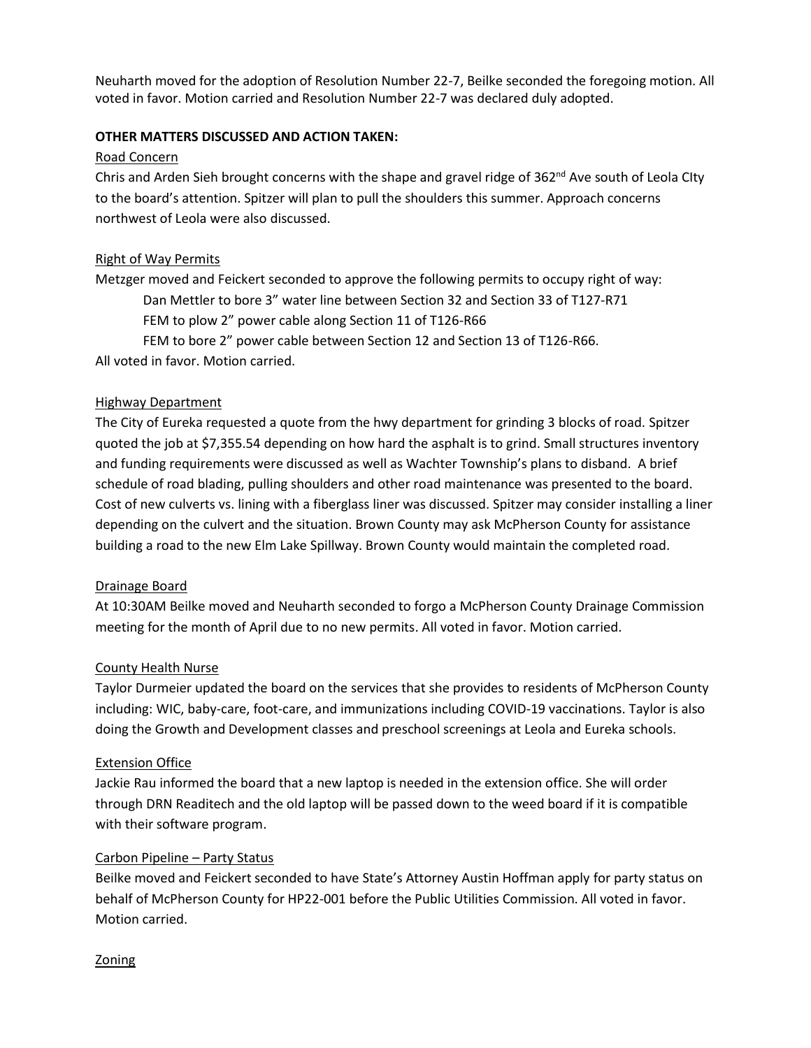Neuharth moved for the adoption of Resolution Number 22-7, Beilke seconded the foregoing motion. All voted in favor. Motion carried and Resolution Number 22-7 was declared duly adopted.

**OTHER MATTERS DISCUSSED AND ACTION TAKEN:**

Road Concern

Chris and Arden Sieh brought concerns with the shape and gravel ridge of 362nd Ave south of Leola CIty to the board's attention. Spitzer will plan to pull the shoulders this summer. Approach concerns northwest of Leola were also discussed.

Right of Way Permits

Metzger moved and Feickert seconded to approve the following permits to occupy right of way:

Dan Mettler to bore 3" water line between Section 32 and Section 33 of T127-R71

FEM to plow 2" power cable along Section 11 of T126-R66

FEM to bore 2" power cable between Section 12 and Section 13 of T126-R66.

All voted in favor. Motion carried.

Highway Department

The City of Eureka requested a quote from the hwy department for grinding 3 blocks of road. Spitzer quoted the job at $7,355.54 depending on how hard the asphalt is to grind. Small structures inventory and funding requirements were discussed as well as Wachter Township's plans to disband. A brief schedule of road blading, pulling shoulders and other road maintenance was presented to the board. Cost of new culverts vs. lining with a fiberglass liner was discussed. Spitzer may consider installing a liner depending on the culvert and the situation. Brown County may ask McPherson County for assistance building a road to the new Elm Lake Spillway. Brown County would maintain the completed road.

Drainage Board

At 10:30AM Beilke moved and Neuharth seconded to forgo a McPherson County Drainage Commission meeting for the month of April due to no new permits. All voted in favor. Motion carried.

County Health Nurse

Taylor Durmeier updated the board on the services that she provides to residents of McPherson County including: WIC, baby-care, foot-care, and immunizations including COVID-19 vaccinations. Taylor is also doing the Growth and Development classes and preschool screenings at Leola and Eureka schools.

Extension Office

Jackie Rau informed the board that a new laptop is needed in the extension office. She will order through DRN Readitech and the old laptop will be passed down to the weed board if it is compatible with their software program.

Carbon Pipeline – Party Status

Beilke moved and Feickert seconded to have State's Attorney Austin Hoffman apply for party status on behalf of McPherson County for HP22-001 before the Public Utilities Commission. All voted in favor. Motion carried.

Zoning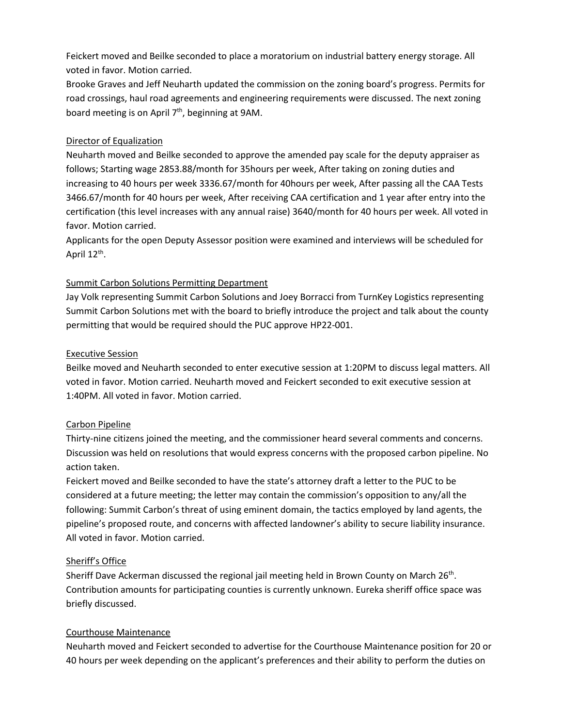Feickert moved and Beilke seconded to place a moratorium on industrial battery energy storage. All voted in favor. Motion carried.

Brooke Graves and Jeff Neuharth updated the commission on the zoning board's progress. Permits for road crossings, haul road agreements and engineering requirements were discussed. The next zoning board meeting is on April 7th, beginning at 9AM.

## Director of Equalization

Neuharth moved and Beilke seconded to approve the amended pay scale for the deputy appraiser as follows; Starting wage 2853.88/month for 35hours per week, After taking on zoning duties and increasing to 40 hours per week 3336.67/month for 40hours per week, After passing all the CAA Tests 3466.67/month for 40 hours per week, After receiving CAA certification and 1 year after entry into the certification (this level increases with any annual raise) 3640/month for 40 hours per week. All voted in favor. Motion carried.

Applicants for the open Deputy Assessor position were examined and interviews will be scheduled for April 12th.

## Summit Carbon Solutions Permitting Department

Jay Volk representing Summit Carbon Solutions and Joey Borracci from TurnKey Logistics representing Summit Carbon Solutions met with the board to briefly introduce the project and talk about the county permitting that would be required should the PUC approve HP22-001.

## Executive Session

Beilke moved and Neuharth seconded to enter executive session at 1:20PM to discuss legal matters. All voted in favor. Motion carried. Neuharth moved and Feickert seconded to exit executive session at 1:40PM. All voted in favor. Motion carried.

## Carbon Pipeline

Thirty-nine citizens joined the meeting, and the commissioner heard several comments and concerns. Discussion was held on resolutions that would express concerns with the proposed carbon pipeline. No action taken.

Feickert moved and Beilke seconded to have the state's attorney draft a letter to the PUC to be considered at a future meeting; the letter may contain the commission's opposition to any/all the following: Summit Carbon's threat of using eminent domain, the tactics employed by land agents, the pipeline's proposed route, and concerns with affected landowner's ability to secure liability insurance. All voted in favor. Motion carried.

## Sheriff's Office

Sheriff Dave Ackerman discussed the regional jail meeting held in Brown County on March 26th. Contribution amounts for participating counties is currently unknown. Eureka sheriff office space was briefly discussed.

## Courthouse Maintenance

Neuharth moved and Feickert seconded to advertise for the Courthouse Maintenance position for 20 or 40 hours per week depending on the applicant's preferences and their ability to perform the duties on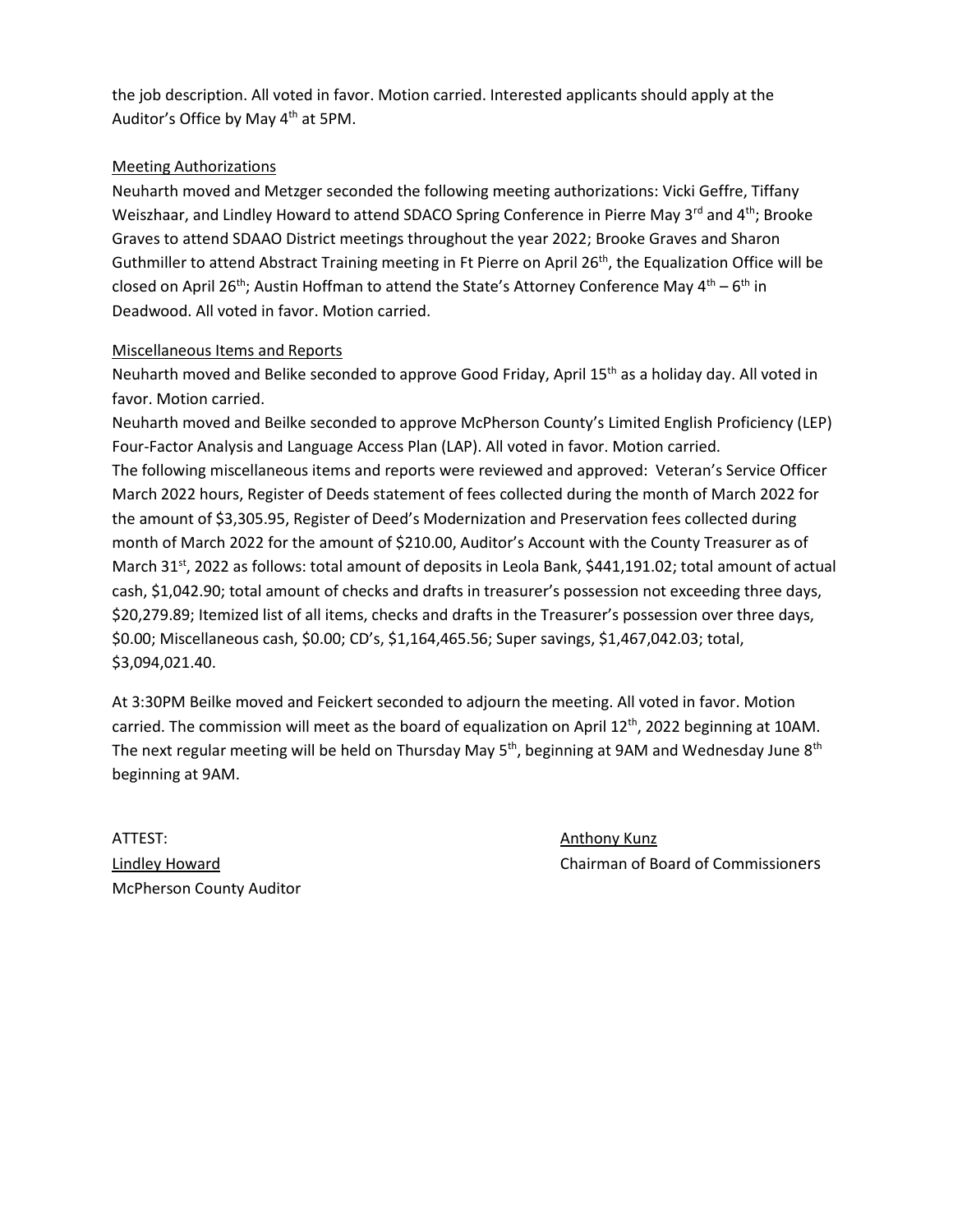the job description. All voted in favor. Motion carried. Interested applicants should apply at the Auditor's Office by May 4th at 5PM.

Meeting Authorizations

Neuharth moved and Metzger seconded the following meeting authorizations: Vicki Geffre, Tiffany Weiszhaar, and Lindley Howard to attend SDACO Spring Conference in Pierre May 3rd and 4th; Brooke Graves to attend SDAAO District meetings throughout the year 2022; Brooke Graves and Sharon Guthmiller to attend Abstract Training meeting in Ft Pierre on April 26th, the Equalization Office will be closed on April 26th; Austin Hoffman to attend the State's Attorney Conference May 4th – 6th in Deadwood. All voted in favor. Motion carried.

Miscellaneous Items and Reports

Neuharth moved and Belike seconded to approve Good Friday, April 15th as a holiday day. All voted in favor. Motion carried.

Neuharth moved and Beilke seconded to approve McPherson County's Limited English Proficiency (LEP) Four-Factor Analysis and Language Access Plan (LAP). All voted in favor. Motion carried.

The following miscellaneous items and reports were reviewed and approved: Veteran's Service Officer March 2022 hours, Register of Deeds statement of fees collected during the month of March 2022 for the amount of $3,305.95, Register of Deed's Modernization and Preservation fees collected during month of March 2022 for the amount of $210.00, Auditor's Account with the County Treasurer as of March 31st, 2022 as follows: total amount of deposits in Leola Bank, $441,191.02; total amount of actual cash, $1,042.90; total amount of checks and drafts in treasurer's possession not exceeding three days, $20,279.89; Itemized list of all items, checks and drafts in the Treasurer's possession over three days, $0.00; Miscellaneous cash, $0.00; CD's, $1,164,465.56; Super savings, $1,467,042.03; total, $3,094,021.40.

At 3:30PM Beilke moved and Feickert seconded to adjourn the meeting. All voted in favor. Motion carried. The commission will meet as the board of equalization on April 12th, 2022 beginning at 10AM. The next regular meeting will be held on Thursday May 5th, beginning at 9AM and Wednesday June 8th beginning at 9AM.

ATTEST:
Lindley Howard
McPherson County Auditor

Anthony Kunz
Chairman of Board of Commissioners